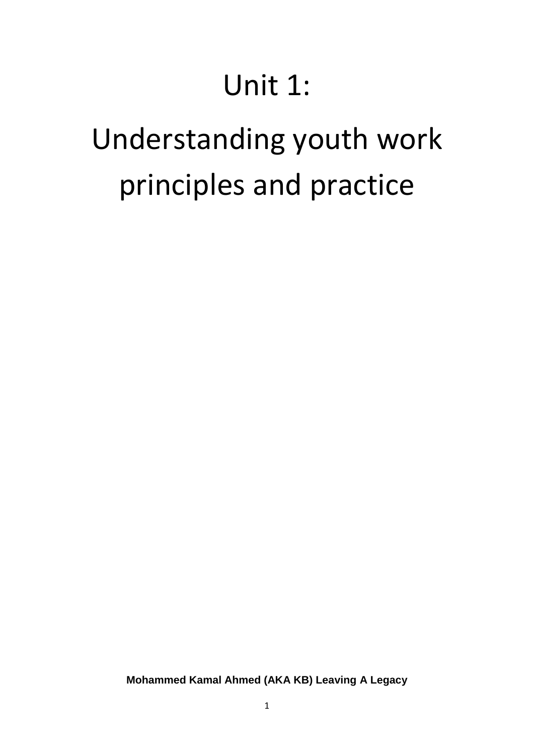# Unit 1:

# Understanding youth work principles and practice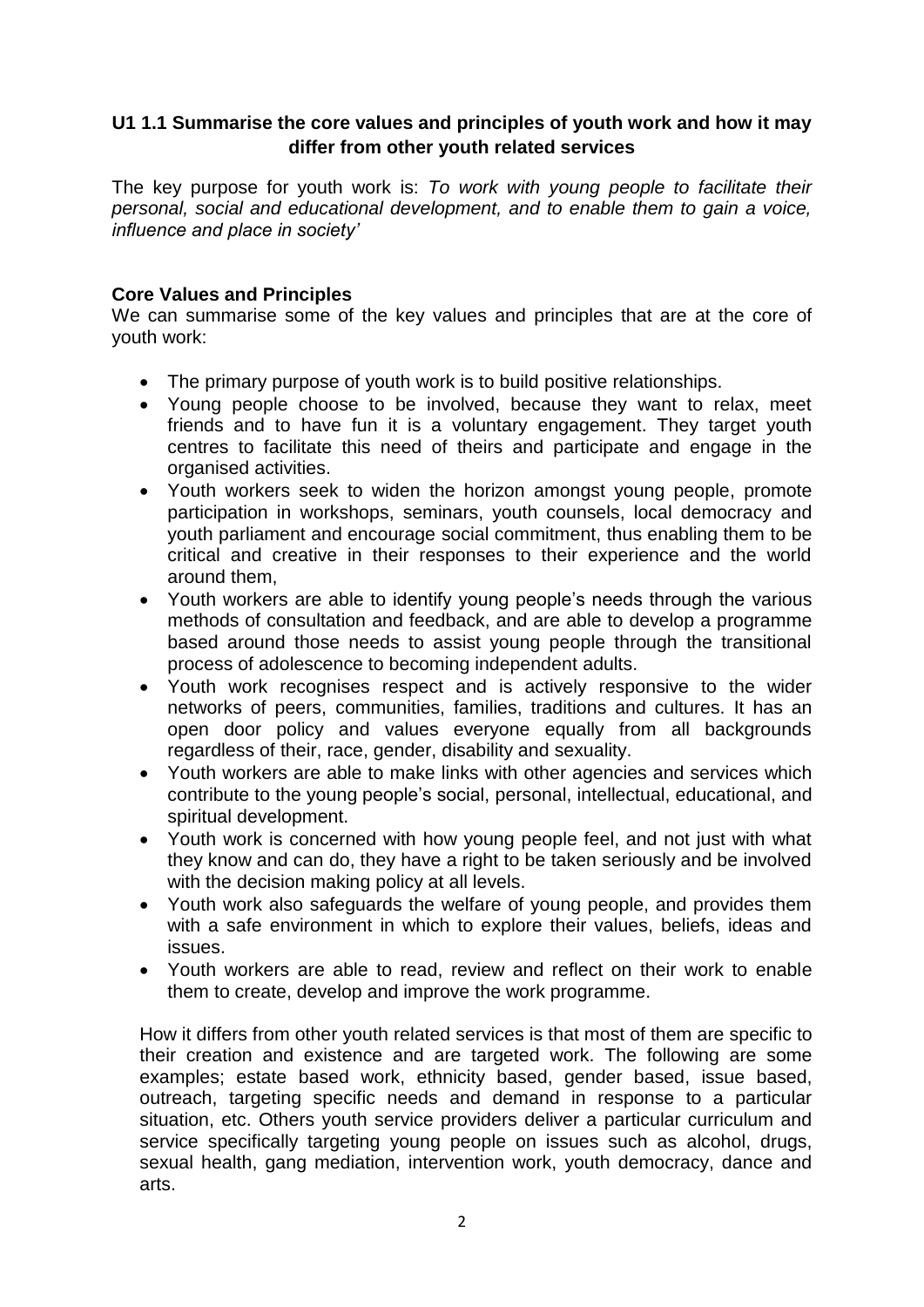### U1 1.1 Summarise the core values and principles of youth work and how it may differ from other youth related services

The key purpose for youth work is: *To work with young people to facilitate their personal, social and educational development, and to enable them to gain a voice, influence and place in society'*

**Core Values and Principles**

We can summarise some of the key values and principles that are at the core of youth work:

- The primary purpose of youth work is to build positive relationships.
- Young people choose to be involved, because they want to relax, meet friends and to have fun it is a voluntary engagement. They target youth centres to facilitate this need of theirs and participate and engage in the organised activities.
- Youth workers seek to widen the horizon amongst young people, promote participation in workshops, seminars, youth counsels, local democracy and youth parliament and encourage social commitment, thus enabling them to be critical and creative in their responses to their experience and the world around them,
- Youth workers are able to identify young people's needs through the various methods of consultation and feedback, and are able to develop a programme based around those needs to assist young people through the transitional process of adolescence to becoming independent adults.
- Youth work recognises respect and is actively responsive to the wider networks of peers, communities, families, traditions and cultures. It has an open door policy and values everyone equally from all backgrounds regardless of their, race, gender, disability and sexuality.
- Youth workers are able to make links with other agencies and services which contribute to the young people's social, personal, intellectual, educational, and spiritual development.
- Youth work is concerned with how young people feel, and not just with what they know and can do, they have a right to be taken seriously and be involved with the decision making policy at all levels.
- Youth work also safeguards the welfare of young people, and provides them with a safe environment in which to explore their values, beliefs, ideas and issues.
- Youth workers are able to read, review and reflect on their work to enable them to create, develop and improve the work programme.

How it differs from other youth related services is that most of them are specific to their creation and existence and are targeted work. The following are some examples; estate based work, ethnicity based, gender based, issue based, outreach, targeting specific needs and demand in response to a particular situation, etc. Others youth service providers deliver a particular curriculum and service specifically targeting young people on issues such as alcohol, drugs, sexual health, gang mediation, intervention work, youth democracy, dance and arts.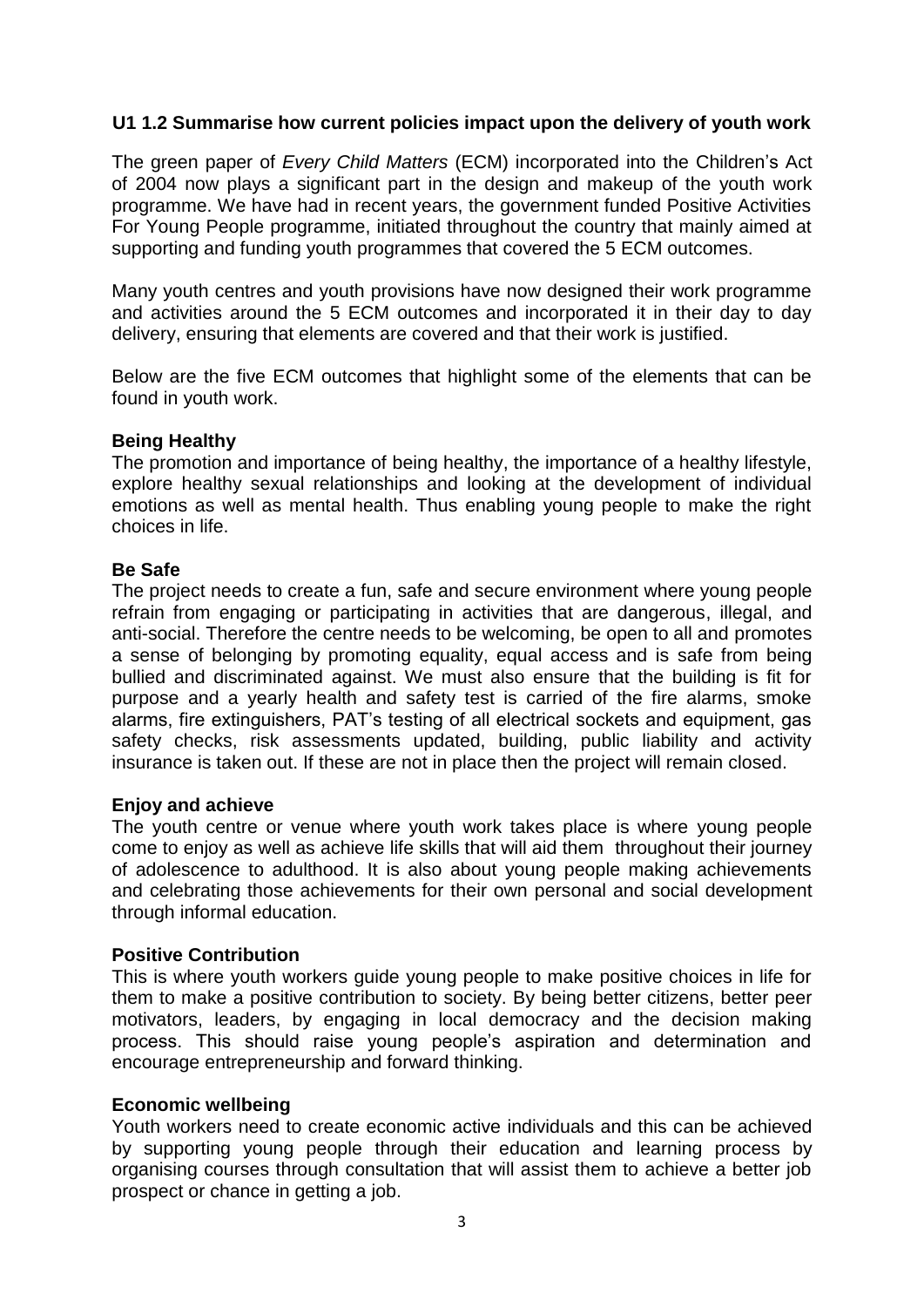**U1 1.2 Summarise how current policies impact upon the delivery of youth work**

The green paper of *Every Child Matters* (ECM) incorporated into the Children's Act of 2004 now plays a significant part in the design and makeup of the youth work programme. We have had in recent years, the government funded Positive Activities For Young People programme, initiated throughout the country that mainly aimed at supporting and funding youth programmes that covered the 5 ECM outcomes.

Many youth centres and youth provisions have now designed their work programme and activities around the 5 ECM outcomes and incorporated it in their day to day delivery, ensuring that elements are covered and that their work is justified.

Below are the five ECM outcomes that highlight some of the elements that can be found in youth work.

**Being Healthy**
The promotion and importance of being healthy, the importance of a healthy lifestyle, explore healthy sexual relationships and looking at the development of individual emotions as well as mental health. Thus enabling young people to make the right choices in life.

**Be Safe**
The project needs to create a fun, safe and secure environment where young people refrain from engaging or participating in activities that are dangerous, illegal, and anti-social. Therefore the centre needs to be welcoming, be open to all and promotes a sense of belonging by promoting equality, equal access and is safe from being bullied and discriminated against. We must also ensure that the building is fit for purpose and a yearly health and safety test is carried of the fire alarms, smoke alarms, fire extinguishers, PAT's testing of all electrical sockets and equipment, gas safety checks, risk assessments updated, building, public liability and activity insurance is taken out. If these are not in place then the project will remain closed.

**Enjoy and achieve**
The youth centre or venue where youth work takes place is where young people come to enjoy as well as achieve life skills that will aid them throughout their journey of adolescence to adulthood. It is also about young people making achievements and celebrating those achievements for their own personal and social development through informal education.

**Positive Contribution**
This is where youth workers guide young people to make positive choices in life for them to make a positive contribution to society. By being better citizens, better peer motivators, leaders, by engaging in local democracy and the decision making process. This should raise young people's aspiration and determination and encourage entrepreneurship and forward thinking.

**Economic wellbeing**
Youth workers need to create economic active individuals and this can be achieved by supporting young people through their education and learning process by organising courses through consultation that will assist them to achieve a better job prospect or chance in getting a job.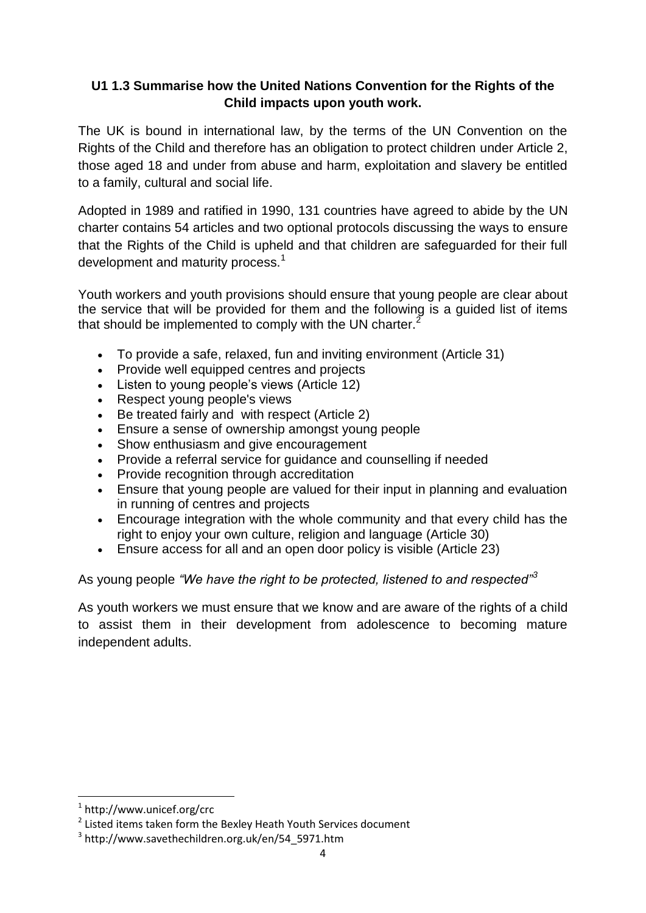### U1 1.3 Summarise how the United Nations Convention for the Rights of the Child impacts upon youth work.

The UK is bound in international law, by the terms of the UN Convention on the Rights of the Child and therefore has an obligation to protect children under Article 2, those aged 18 and under from abuse and harm, exploitation and slavery be entitled to a family, cultural and social life.

Adopted in 1989 and ratified in 1990, 131 countries have agreed to abide by the UN charter contains 54 articles and two optional protocols discussing the ways to ensure that the Rights of the Child is upheld and that children are safeguarded for their full development and maturity process.[1]

Youth workers and youth provisions should ensure that young people are clear about the service that will be provided for them and the following is a guided list of items that should be implemented to comply with the UN charter.[2]

- To provide a safe, relaxed, fun and inviting environment (Article 31)
- Provide well equipped centres and projects
- Listen to young people's views (Article 12)
- Respect young people's views
- Be treated fairly and with respect (Article 2)
- Ensure a sense of ownership amongst young people
- Show enthusiasm and give encouragement
- Provide a referral service for guidance and counselling if needed
- Provide recognition through accreditation
- Ensure that young people are valued for their input in planning and evaluation in running of centres and projects
- Encourage integration with the whole community and that every child has the right to enjoy your own culture, religion and language (Article 30)
- Ensure access for all and an open door policy is visible (Article 23)

As young people *"We have the right to be protected, listened to and respected"*[3]

As youth workers we must ensure that we know and are aware of the rights of a child to assist them in their development from adolescence to becoming mature independent adults.

---

[1] http://www.unicef.org/crc

[2] Listed items taken form the Bexley Heath Youth Services document

[3] http://www.savethechildren.org.uk/en/54_5971.htm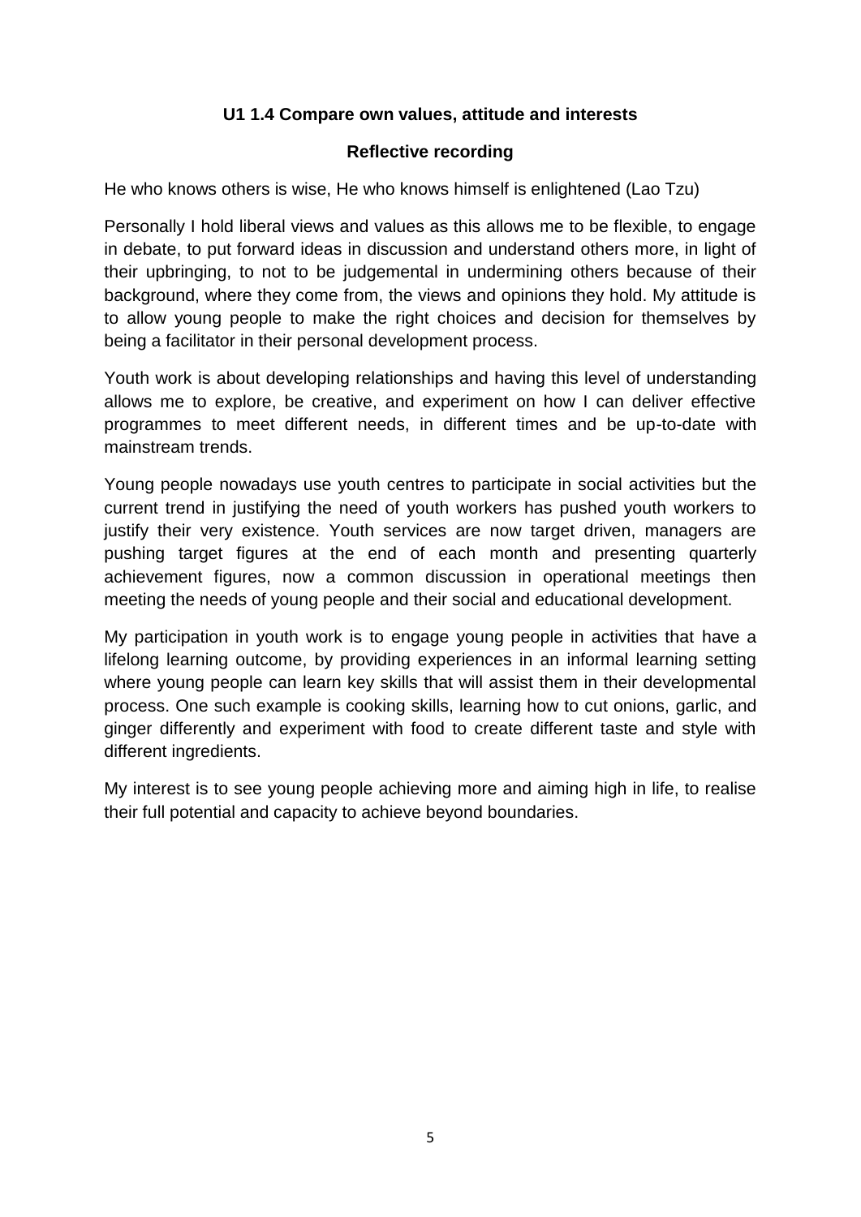**U1 1.4 Compare own values, attitude and interests**

**Reflective recording**

He who knows others is wise, He who knows himself is enlightened (Lao Tzu)

Personally I hold liberal views and values as this allows me to be flexible, to engage in debate, to put forward ideas in discussion and understand others more, in light of their upbringing, to not to be judgemental in undermining others because of their background, where they come from, the views and opinions they hold. My attitude is to allow young people to make the right choices and decision for themselves by being a facilitator in their personal development process.

Youth work is about developing relationships and having this level of understanding allows me to explore, be creative, and experiment on how I can deliver effective programmes to meet different needs, in different times and be up-to-date with mainstream trends.

Young people nowadays use youth centres to participate in social activities but the current trend in justifying the need of youth workers has pushed youth workers to justify their very existence. Youth services are now target driven, managers are pushing target figures at the end of each month and presenting quarterly achievement figures, now a common discussion in operational meetings then meeting the needs of young people and their social and educational development.

My participation in youth work is to engage young people in activities that have a lifelong learning outcome, by providing experiences in an informal learning setting where young people can learn key skills that will assist them in their developmental process. One such example is cooking skills, learning how to cut onions, garlic, and ginger differently and experiment with food to create different taste and style with different ingredients.

My interest is to see young people achieving more and aiming high in life, to realise their full potential and capacity to achieve beyond boundaries.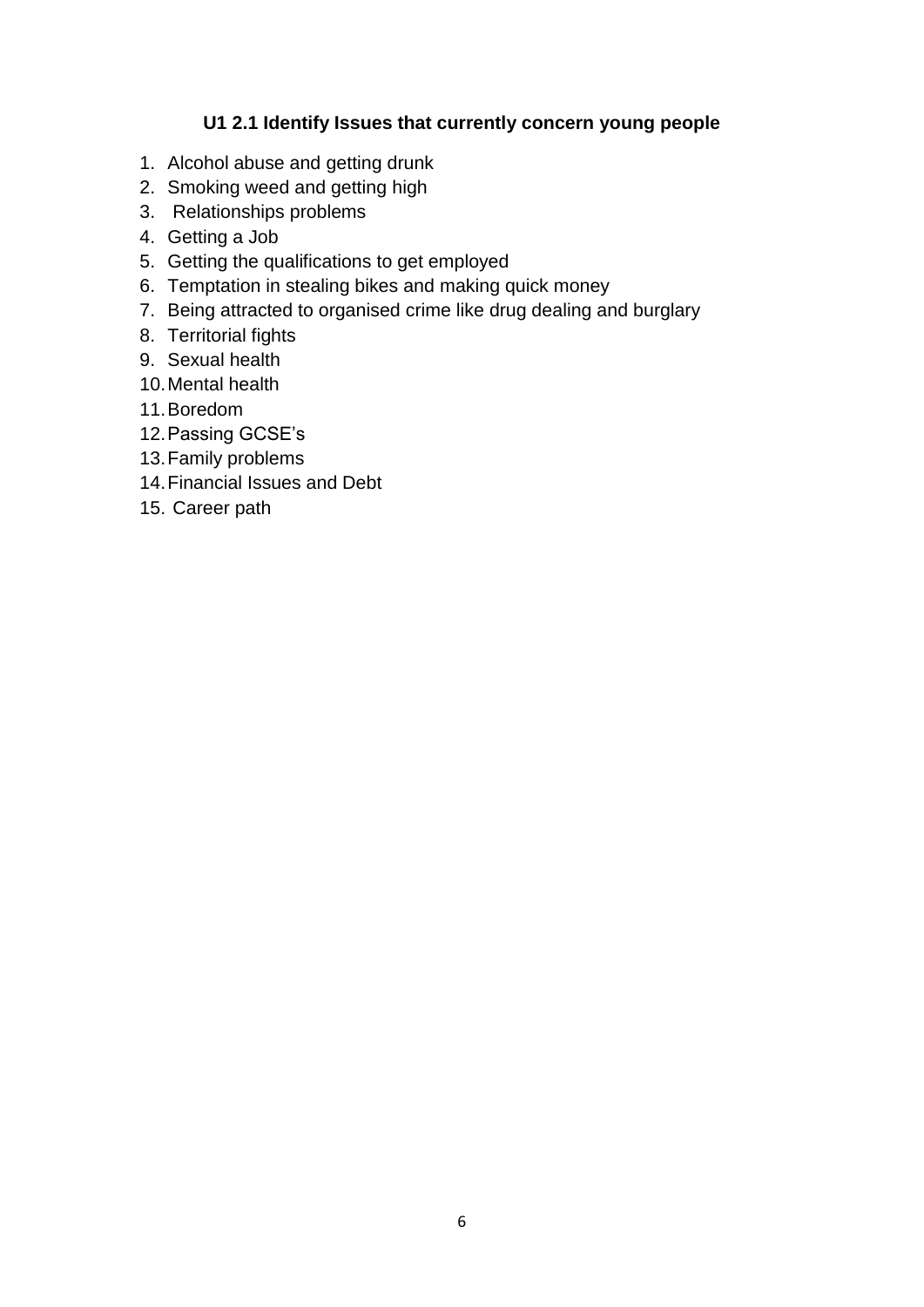### U1 2.1 Identify Issues that currently concern young people

1. Alcohol abuse and getting drunk
2. Smoking weed and getting high
3. Relationships problems
4. Getting a Job
5. Getting the qualifications to get employed
6. Temptation in stealing bikes and making quick money
7. Being attracted to organised crime like drug dealing and burglary
8. Territorial fights
9. Sexual health
10. Mental health
11. Boredom
12. Passing GCSE's
13. Family problems
14. Financial Issues and Debt
15. Career path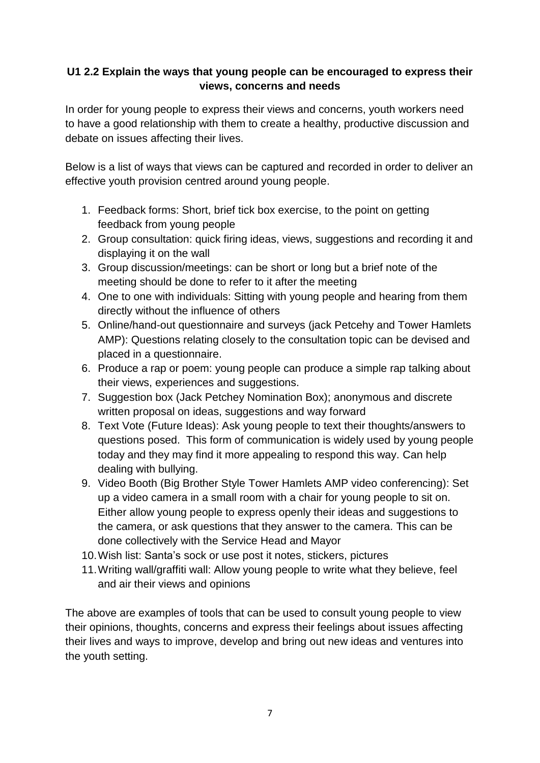**U1 2.2 Explain the ways that young people can be encouraged to express their views, concerns and needs**

In order for young people to express their views and concerns, youth workers need to have a good relationship with them to create a healthy, productive discussion and debate on issues affecting their lives.

Below is a list of ways that views can be captured and recorded in order to deliver an effective youth provision centred around young people.

1. Feedback forms: Short, brief tick box exercise, to the point on getting feedback from young people
2. Group consultation: quick firing ideas, views, suggestions and recording it and displaying it on the wall
3. Group discussion/meetings: can be short or long but a brief note of the meeting should be done to refer to it after the meeting
4. One to one with individuals: Sitting with young people and hearing from them directly without the influence of others
5. Online/hand-out questionnaire and surveys (jack Petcehy and Tower Hamlets AMP): Questions relating closely to the consultation topic can be devised and placed in a questionnaire.
6. Produce a rap or poem: young people can produce a simple rap talking about their views, experiences and suggestions.
7. Suggestion box (Jack Petchey Nomination Box); anonymous and discrete written proposal on ideas, suggestions and way forward
8. Text Vote (Future Ideas): Ask young people to text their thoughts/answers to questions posed. This form of communication is widely used by young people today and they may find it more appealing to respond this way. Can help dealing with bullying.
9. Video Booth (Big Brother Style Tower Hamlets AMP video conferencing): Set up a video camera in a small room with a chair for young people to sit on. Either allow young people to express openly their ideas and suggestions to the camera, or ask questions that they answer to the camera. This can be done collectively with the Service Head and Mayor
10. Wish list: Santa's sock or use post it notes, stickers, pictures
11. Writing wall/graffiti wall: Allow young people to write what they believe, feel and air their views and opinions

The above are examples of tools that can be used to consult young people to view their opinions, thoughts, concerns and express their feelings about issues affecting their lives and ways to improve, develop and bring out new ideas and ventures into the youth setting.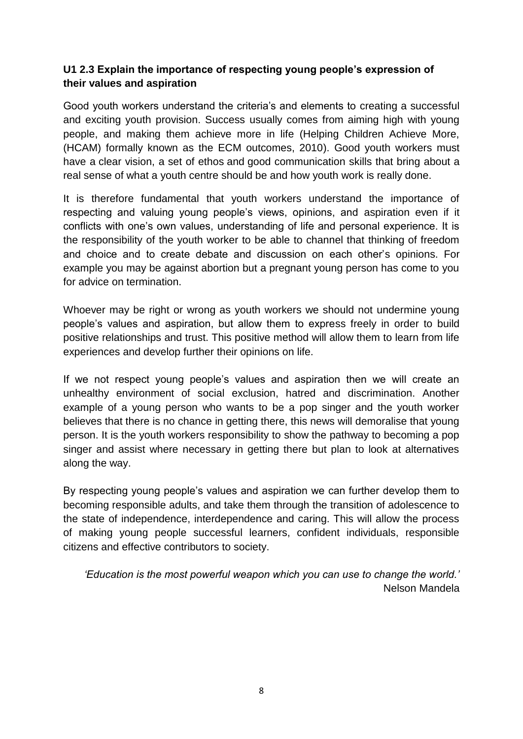### U1 2.3 Explain the importance of respecting young people's expression of their values and aspiration

Good youth workers understand the criteria's and elements to creating a successful and exciting youth provision. Success usually comes from aiming high with young people, and making them achieve more in life (Helping Children Achieve More, (HCAM) formally known as the ECM outcomes, 2010). Good youth workers must have a clear vision, a set of ethos and good communication skills that bring about a real sense of what a youth centre should be and how youth work is really done.

It is therefore fundamental that youth workers understand the importance of respecting and valuing young people's views, opinions, and aspiration even if it conflicts with one's own values, understanding of life and personal experience. It is the responsibility of the youth worker to be able to channel that thinking of freedom and choice and to create debate and discussion on each other's opinions. For example you may be against abortion but a pregnant young person has come to you for advice on termination.

Whoever may be right or wrong as youth workers we should not undermine young people's values and aspiration, but allow them to express freely in order to build positive relationships and trust. This positive method will allow them to learn from life experiences and develop further their opinions on life.

If we not respect young people's values and aspiration then we will create an unhealthy environment of social exclusion, hatred and discrimination. Another example of a young person who wants to be a pop singer and the youth worker believes that there is no chance in getting there, this news will demoralise that young person. It is the youth workers responsibility to show the pathway to becoming a pop singer and assist where necessary in getting there but plan to look at alternatives along the way.

By respecting young people's values and aspiration we can further develop them to becoming responsible adults, and take them through the transition of adolescence to the state of independence, interdependence and caring. This will allow the process of making young people successful learners, confident individuals, responsible citizens and effective contributors to society.

> *'Education is the most powerful weapon which you can use to change the world.'*
> Nelson Mandela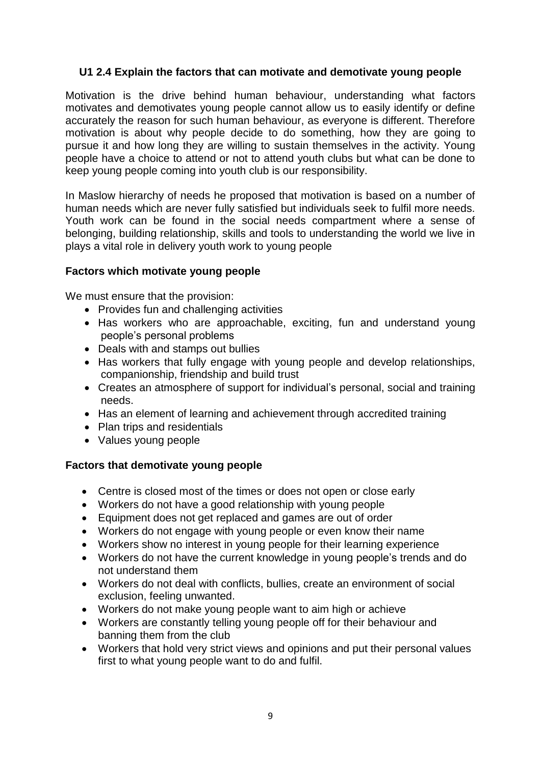### U1 2.4 Explain the factors that can motivate and demotivate young people

Motivation is the drive behind human behaviour, understanding what factors motivates and demotivates young people cannot allow us to easily identify or define accurately the reason for such human behaviour, as everyone is different. Therefore motivation is about why people decide to do something, how they are going to pursue it and how long they are willing to sustain themselves in the activity. Young people have a choice to attend or not to attend youth clubs but what can be done to keep young people coming into youth club is our responsibility.

In Maslow hierarchy of needs he proposed that motivation is based on a number of human needs which are never fully satisfied but individuals seek to fulfil more needs. Youth work can be found in the social needs compartment where a sense of belonging, building relationship, skills and tools to understanding the world we live in plays a vital role in delivery youth work to young people

**Factors which motivate young people**

We must ensure that the provision:

- Provides fun and challenging activities
- Has workers who are approachable, exciting, fun and understand young people's personal problems
- Deals with and stamps out bullies
- Has workers that fully engage with young people and develop relationships, companionship, friendship and build trust
- Creates an atmosphere of support for individual's personal, social and training needs.
- Has an element of learning and achievement through accredited training
- Plan trips and residentials
- Values young people

**Factors that demotivate young people**

- Centre is closed most of the times or does not open or close early
- Workers do not have a good relationship with young people
- Equipment does not get replaced and games are out of order
- Workers do not engage with young people or even know their name
- Workers show no interest in young people for their learning experience
- Workers do not have the current knowledge in young people's trends and do not understand them
- Workers do not deal with conflicts, bullies, create an environment of social exclusion, feeling unwanted.
- Workers do not make young people want to aim high or achieve
- Workers are constantly telling young people off for their behaviour and banning them from the club
- Workers that hold very strict views and opinions and put their personal values first to what young people want to do and fulfil.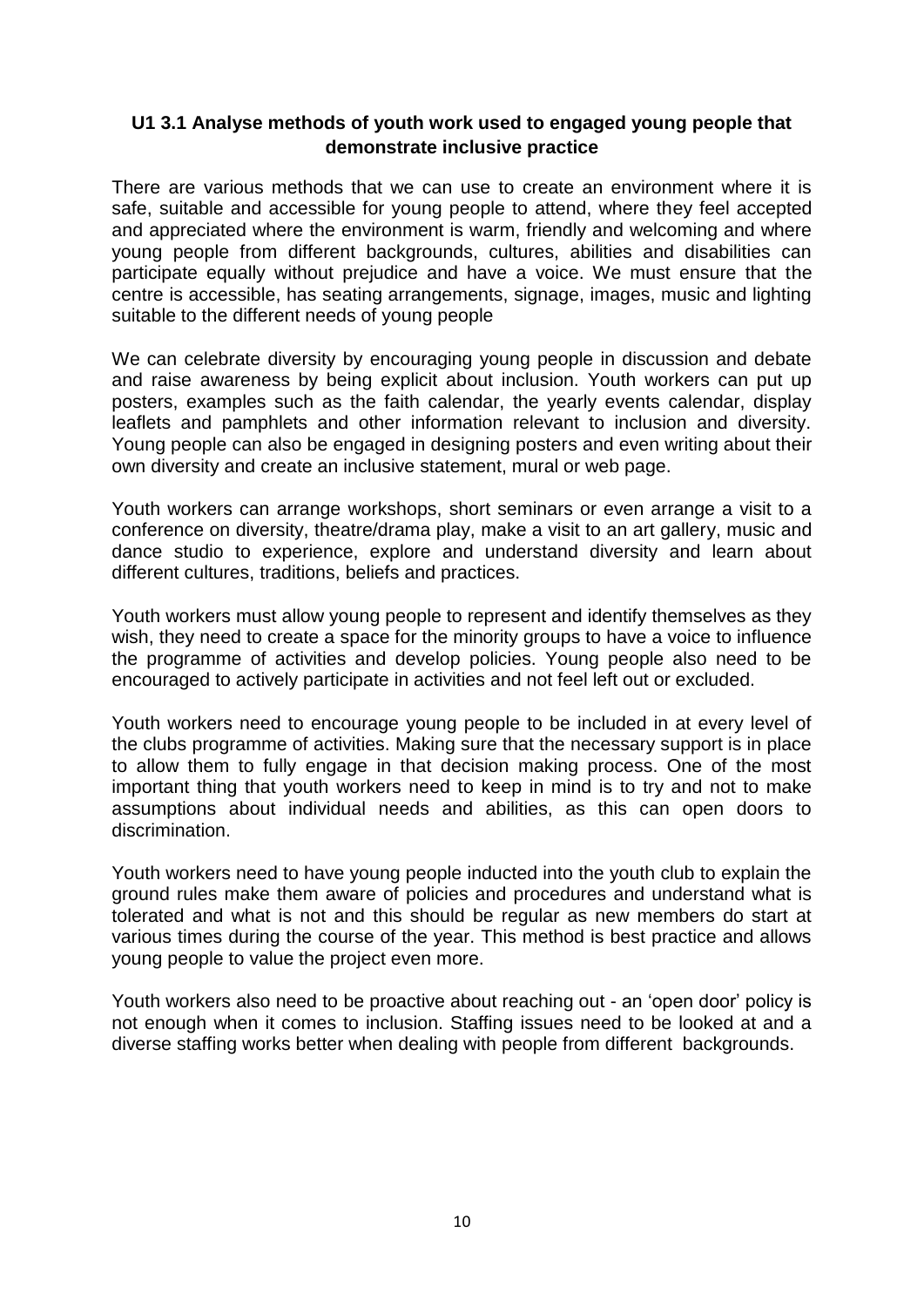### U1 3.1 Analyse methods of youth work used to engaged young people that demonstrate inclusive practice

There are various methods that we can use to create an environment where it is safe, suitable and accessible for young people to attend, where they feel accepted and appreciated where the environment is warm, friendly and welcoming and where young people from different backgrounds, cultures, abilities and disabilities can participate equally without prejudice and have a voice. We must ensure that the centre is accessible, has seating arrangements, signage, images, music and lighting suitable to the different needs of young people

We can celebrate diversity by encouraging young people in discussion and debate and raise awareness by being explicit about inclusion. Youth workers can put up posters, examples such as the faith calendar, the yearly events calendar, display leaflets and pamphlets and other information relevant to inclusion and diversity. Young people can also be engaged in designing posters and even writing about their own diversity and create an inclusive statement, mural or web page.

Youth workers can arrange workshops, short seminars or even arrange a visit to a conference on diversity, theatre/drama play, make a visit to an art gallery, music and dance studio to experience, explore and understand diversity and learn about different cultures, traditions, beliefs and practices.

Youth workers must allow young people to represent and identify themselves as they wish, they need to create a space for the minority groups to have a voice to influence the programme of activities and develop policies. Young people also need to be encouraged to actively participate in activities and not feel left out or excluded.

Youth workers need to encourage young people to be included in at every level of the clubs programme of activities. Making sure that the necessary support is in place to allow them to fully engage in that decision making process. One of the most important thing that youth workers need to keep in mind is to try and not to make assumptions about individual needs and abilities, as this can open doors to discrimination.

Youth workers need to have young people inducted into the youth club to explain the ground rules make them aware of policies and procedures and understand what is tolerated and what is not and this should be regular as new members do start at various times during the course of the year. This method is best practice and allows young people to value the project even more.

Youth workers also need to be proactive about reaching out - an 'open door' policy is not enough when it comes to inclusion. Staffing issues need to be looked at and a diverse staffing works better when dealing with people from different backgrounds.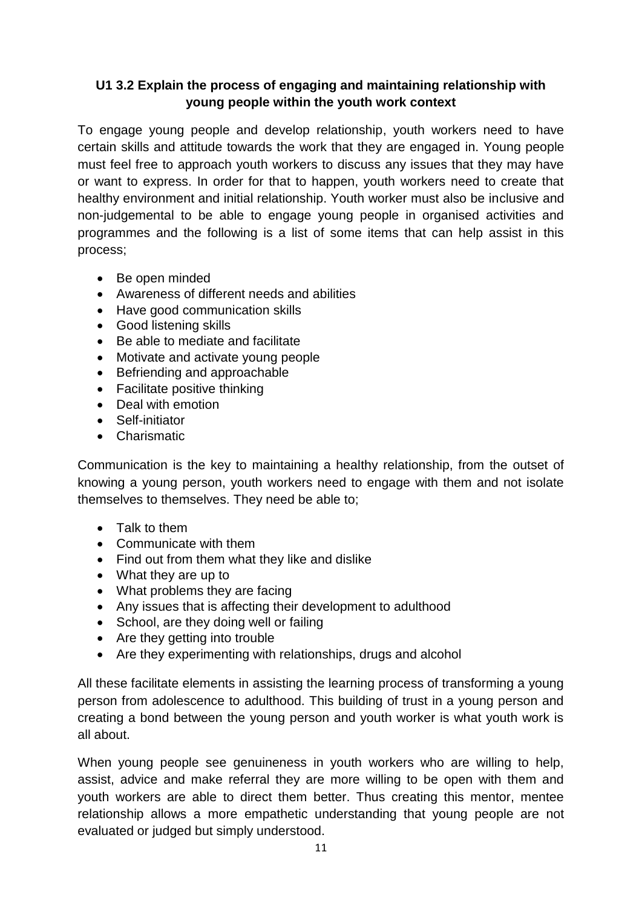### U1 3.2 Explain the process of engaging and maintaining relationship with young people within the youth work context

To engage young people and develop relationship, youth workers need to have certain skills and attitude towards the work that they are engaged in. Young people must feel free to approach youth workers to discuss any issues that they may have or want to express. In order for that to happen, youth workers need to create that healthy environment and initial relationship. Youth worker must also be inclusive and non-judgemental to be able to engage young people in organised activities and programmes and the following is a list of some items that can help assist in this process;

- Be open minded
- Awareness of different needs and abilities
- Have good communication skills
- Good listening skills
- Be able to mediate and facilitate
- Motivate and activate young people
- Befriending and approachable
- Facilitate positive thinking
- Deal with emotion
- Self-initiator
- Charismatic

Communication is the key to maintaining a healthy relationship, from the outset of knowing a young person, youth workers need to engage with them and not isolate themselves to themselves. They need be able to;

- Talk to them
- Communicate with them
- Find out from them what they like and dislike
- What they are up to
- What problems they are facing
- Any issues that is affecting their development to adulthood
- School, are they doing well or failing
- Are they getting into trouble
- Are they experimenting with relationships, drugs and alcohol

All these facilitate elements in assisting the learning process of transforming a young person from adolescence to adulthood. This building of trust in a young person and creating a bond between the young person and youth worker is what youth work is all about.

When young people see genuineness in youth workers who are willing to help, assist, advice and make referral they are more willing to be open with them and youth workers are able to direct them better. Thus creating this mentor, mentee relationship allows a more empathetic understanding that young people are not evaluated or judged but simply understood.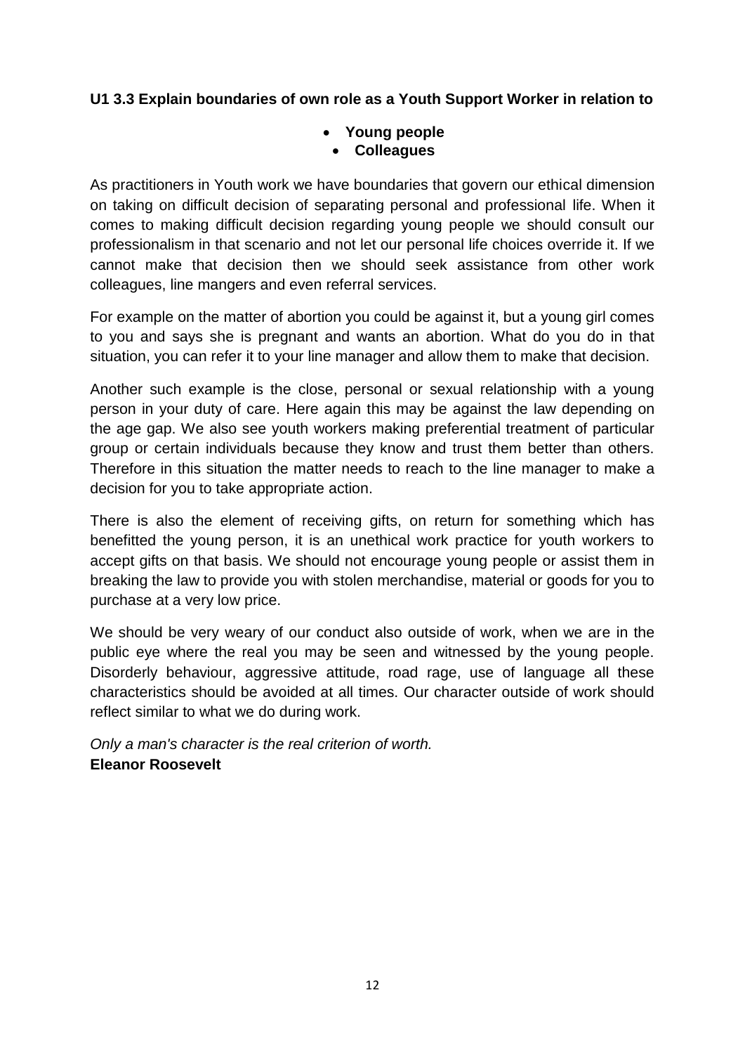**U1 3.3 Explain boundaries of own role as a Youth Support Worker in relation to**

- **Young people**
- **Colleagues**

As practitioners in Youth work we have boundaries that govern our ethical dimension on taking on difficult decision of separating personal and professional life. When it comes to making difficult decision regarding young people we should consult our professionalism in that scenario and not let our personal life choices override it. If we cannot make that decision then we should seek assistance from other work colleagues, line mangers and even referral services.

For example on the matter of abortion you could be against it, but a young girl comes to you and says she is pregnant and wants an abortion. What do you do in that situation, you can refer it to your line manager and allow them to make that decision.

Another such example is the close, personal or sexual relationship with a young person in your duty of care. Here again this may be against the law depending on the age gap. We also see youth workers making preferential treatment of particular group or certain individuals because they know and trust them better than others. Therefore in this situation the matter needs to reach to the line manager to make a decision for you to take appropriate action.

There is also the element of receiving gifts, on return for something which has benefitted the young person, it is an unethical work practice for youth workers to accept gifts on that basis. We should not encourage young people or assist them in breaking the law to provide you with stolen merchandise, material or goods for you to purchase at a very low price.

We should be very weary of our conduct also outside of work, when we are in the public eye where the real you may be seen and witnessed by the young people. Disorderly behaviour, aggressive attitude, road rage, use of language all these characteristics should be avoided at all times. Our character outside of work should reflect similar to what we do during work.

*Only a man's character is the real criterion of worth.*
**Eleanor Roosevelt**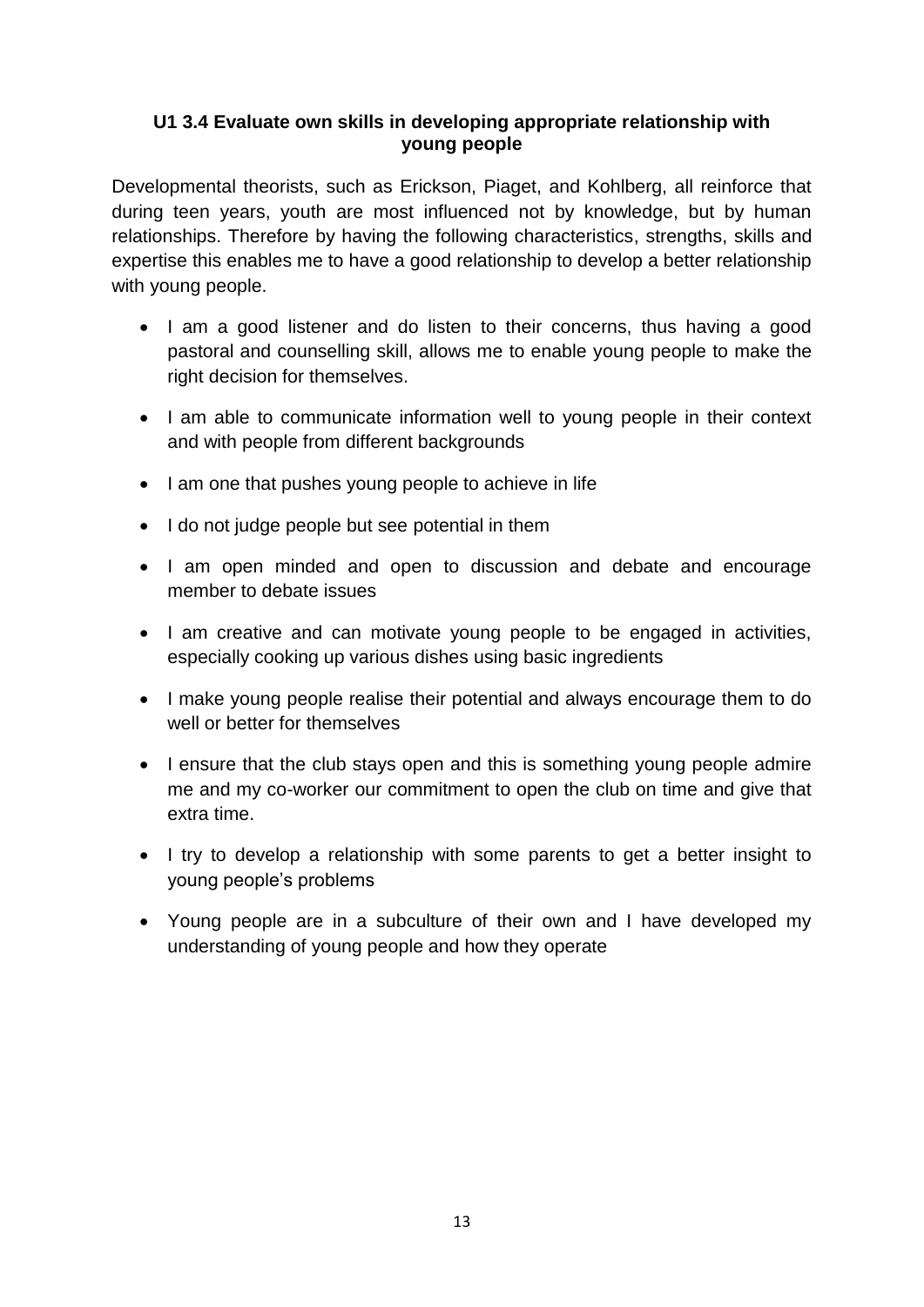### U1 3.4 Evaluate own skills in developing appropriate relationship with young people

Developmental theorists, such as Erickson, Piaget, and Kohlberg, all reinforce that during teen years, youth are most influenced not by knowledge, but by human relationships. Therefore by having the following characteristics, strengths, skills and expertise this enables me to have a good relationship to develop a better relationship with young people.

- I am a good listener and do listen to their concerns, thus having a good pastoral and counselling skill, allows me to enable young people to make the right decision for themselves.
- I am able to communicate information well to young people in their context and with people from different backgrounds
- I am one that pushes young people to achieve in life
- I do not judge people but see potential in them
- I am open minded and open to discussion and debate and encourage member to debate issues
- I am creative and can motivate young people to be engaged in activities, especially cooking up various dishes using basic ingredients
- I make young people realise their potential and always encourage them to do well or better for themselves
- I ensure that the club stays open and this is something young people admire me and my co-worker our commitment to open the club on time and give that extra time.
- I try to develop a relationship with some parents to get a better insight to young people's problems
- Young people are in a subculture of their own and I have developed my understanding of young people and how they operate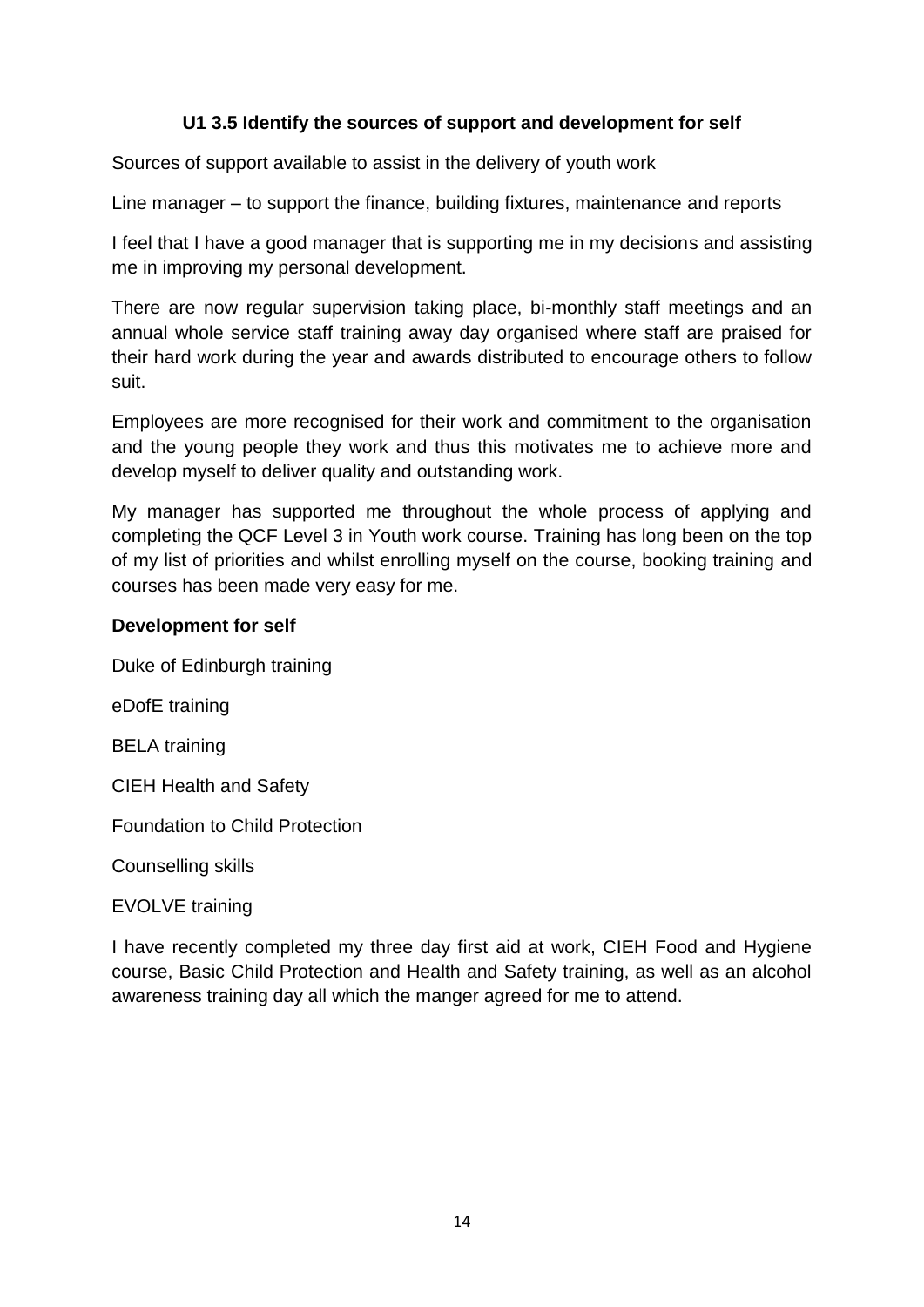### U1 3.5 Identify the sources of support and development for self

Sources of support available to assist in the delivery of youth work

Line manager – to support the finance, building fixtures, maintenance and reports

I feel that I have a good manager that is supporting me in my decisions and assisting me in improving my personal development.

There are now regular supervision taking place, bi-monthly staff meetings and an annual whole service staff training away day organised where staff are praised for their hard work during the year and awards distributed to encourage others to follow suit.

Employees are more recognised for their work and commitment to the organisation and the young people they work and thus this motivates me to achieve more and develop myself to deliver quality and outstanding work.

My manager has supported me throughout the whole process of applying and completing the QCF Level 3 in Youth work course. Training has long been on the top of my list of priorities and whilst enrolling myself on the course, booking training and courses has been made very easy for me.

**Development for self**

Duke of Edinburgh training

eDofE training

BELA training

CIEH Health and Safety

Foundation to Child Protection

Counselling skills

EVOLVE training

I have recently completed my three day first aid at work, CIEH Food and Hygiene course, Basic Child Protection and Health and Safety training, as well as an alcohol awareness training day all which the manger agreed for me to attend.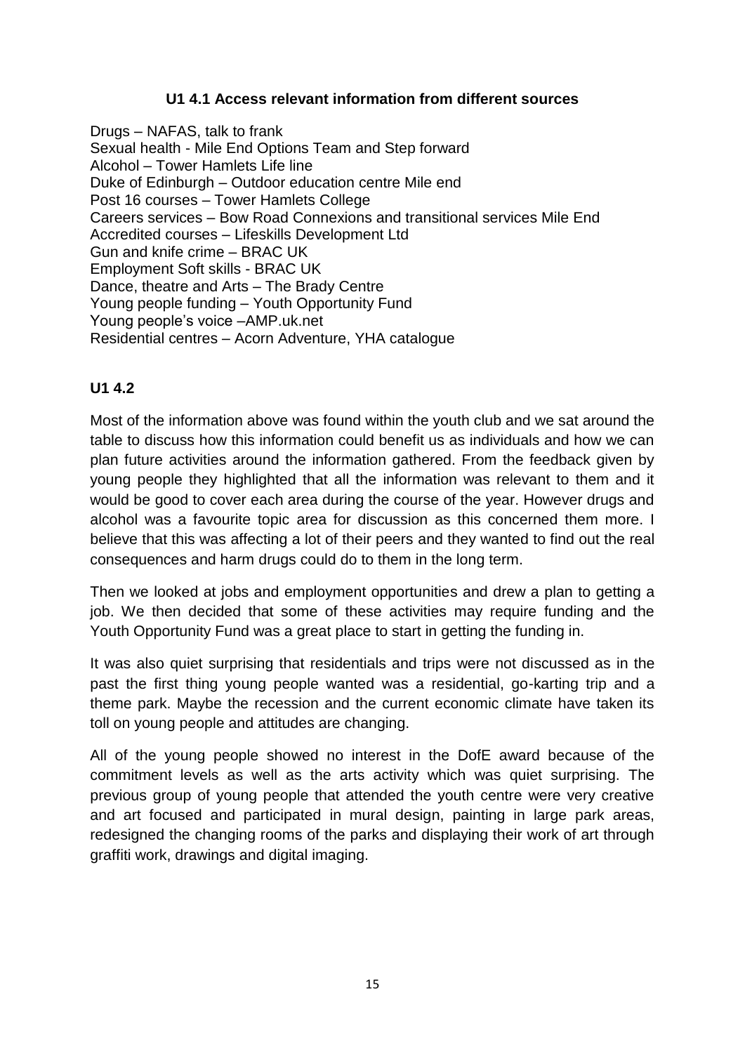### U1 4.1 Access relevant information from different sources

Drugs – NAFAS, talk to frank
Sexual health - Mile End Options Team and Step forward
Alcohol – Tower Hamlets Life line
Duke of Edinburgh – Outdoor education centre Mile end
Post 16 courses – Tower Hamlets College
Careers services – Bow Road Connexions and transitional services Mile End
Accredited courses – Lifeskills Development Ltd
Gun and knife crime – BRAC UK
Employment Soft skills - BRAC UK
Dance, theatre and Arts – The Brady Centre
Young people funding – Youth Opportunity Fund
Young people's voice –AMP.uk.net
Residential centres – Acorn Adventure, YHA catalogue

### U1 4.2

Most of the information above was found within the youth club and we sat around the table to discuss how this information could benefit us as individuals and how we can plan future activities around the information gathered. From the feedback given by young people they highlighted that all the information was relevant to them and it would be good to cover each area during the course of the year. However drugs and alcohol was a favourite topic area for discussion as this concerned them more. I believe that this was affecting a lot of their peers and they wanted to find out the real consequences and harm drugs could do to them in the long term.

Then we looked at jobs and employment opportunities and drew a plan to getting a job. We then decided that some of these activities may require funding and the Youth Opportunity Fund was a great place to start in getting the funding in.

It was also quiet surprising that residentials and trips were not discussed as in the past the first thing young people wanted was a residential, go-karting trip and a theme park. Maybe the recession and the current economic climate have taken its toll on young people and attitudes are changing.

All of the young people showed no interest in the DofE award because of the commitment levels as well as the arts activity which was quiet surprising. The previous group of young people that attended the youth centre were very creative and art focused and participated in mural design, painting in large park areas, redesigned the changing rooms of the parks and displaying their work of art through graffiti work, drawings and digital imaging.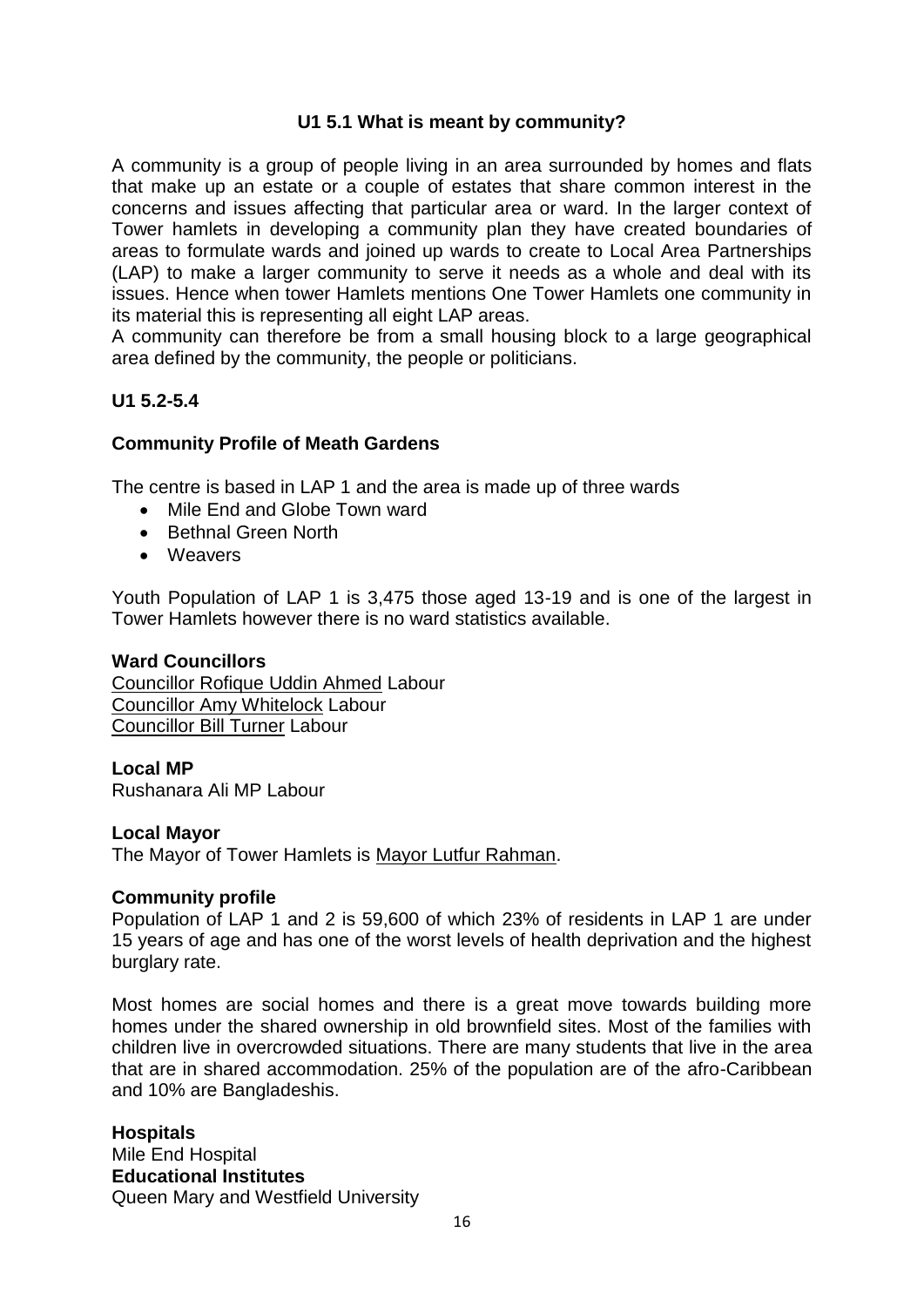### U1 5.1 What is meant by community?

A community is a group of people living in an area surrounded by homes and flats that make up an estate or a couple of estates that share common interest in the concerns and issues affecting that particular area or ward. In the larger context of Tower hamlets in developing a community plan they have created boundaries of areas to formulate wards and joined up wards to create to Local Area Partnerships (LAP) to make a larger community to serve it needs as a whole and deal with its issues. Hence when tower Hamlets mentions One Tower Hamlets one community in its material this is representing all eight LAP areas.
A community can therefore be from a small housing block to a large geographical area defined by the community, the people or politicians.

### U1 5.2-5.4

### Community Profile of Meath Gardens

The centre is based in LAP 1 and the area is made up of three wards

- Mile End and Globe Town ward
- Bethnal Green North
- Weavers

Youth Population of LAP 1 is 3,475 those aged 13-19 and is one of the largest in Tower Hamlets however there is no ward statistics available.

**Ward Councillors**
Councillor Rofique Uddin Ahmed Labour
Councillor Amy Whitelock Labour
Councillor Bill Turner Labour

**Local MP**
Rushanara Ali MP Labour

**Local Mayor**
The Mayor of Tower Hamlets is Mayor Lutfur Rahman.

**Community profile**
Population of LAP 1 and 2 is 59,600 of which 23% of residents in LAP 1 are under 15 years of age and has one of the worst levels of health deprivation and the highest burglary rate.

Most homes are social homes and there is a great move towards building more homes under the shared ownership in old brownfield sites. Most of the families with children live in overcrowded situations. There are many students that live in the area that are in shared accommodation. 25% of the population are of the afro-Caribbean and 10% are Bangladeshis.

**Hospitals**
Mile End Hospital
**Educational Institutes**
Queen Mary and Westfield University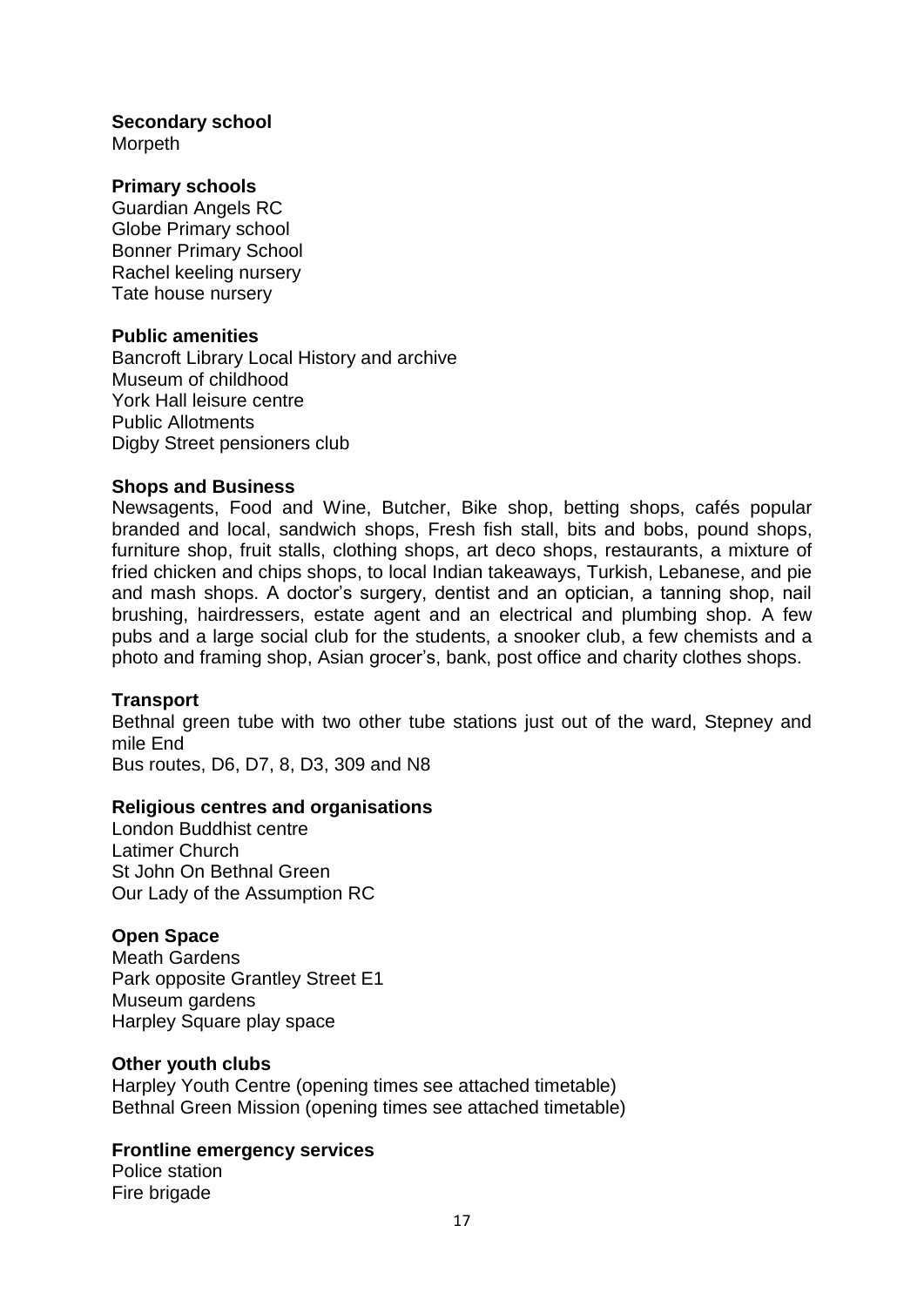**Secondary school**
Morpeth

**Primary schools**
Guardian Angels RC
Globe Primary school
Bonner Primary School
Rachel keeling nursery
Tate house nursery

**Public amenities**
Bancroft Library Local History and archive
Museum of childhood
York Hall leisure centre
Public Allotments
Digby Street pensioners club

**Shops and Business**
Newsagents, Food and Wine, Butcher, Bike shop, betting shops, cafés popular branded and local, sandwich shops, Fresh fish stall, bits and bobs, pound shops, furniture shop, fruit stalls, clothing shops, art deco shops, restaurants, a mixture of fried chicken and chips shops, to local Indian takeaways, Turkish, Lebanese, and pie and mash shops. A doctor's surgery, dentist and an optician, a tanning shop, nail brushing, hairdressers, estate agent and an electrical and plumbing shop. A few pubs and a large social club for the students, a snooker club, a few chemists and a photo and framing shop, Asian grocer's, bank, post office and charity clothes shops.

**Transport**
Bethnal green tube with two other tube stations just out of the ward, Stepney and mile End
Bus routes, D6, D7, 8, D3, 309 and N8

**Religious centres and organisations**
London Buddhist centre
Latimer Church
St John On Bethnal Green
Our Lady of the Assumption RC

**Open Space**
Meath Gardens
Park opposite Grantley Street E1
Museum gardens
Harpley Square play space

**Other youth clubs**
Harpley Youth Centre (opening times see attached timetable)
Bethnal Green Mission (opening times see attached timetable)

**Frontline emergency services**
Police station
Fire brigade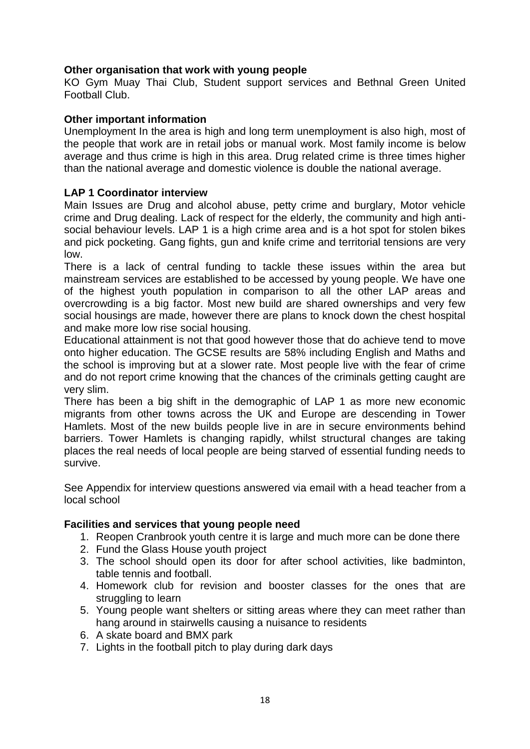**Other organisation that work with young people**

KO Gym Muay Thai Club, Student support services and Bethnal Green United Football Club.

**Other important information**

Unemployment In the area is high and long term unemployment is also high, most of the people that work are in retail jobs or manual work. Most family income is below average and thus crime is high in this area. Drug related crime is three times higher than the national average and domestic violence is double the national average.

**LAP 1 Coordinator interview**

Main Issues are Drug and alcohol abuse, petty crime and burglary, Motor vehicle crime and Drug dealing. Lack of respect for the elderly, the community and high anti-social behaviour levels. LAP 1 is a high crime area and is a hot spot for stolen bikes and pick pocketing. Gang fights, gun and knife crime and territorial tensions are very low.

There is a lack of central funding to tackle these issues within the area but mainstream services are established to be accessed by young people. We have one of the highest youth population in comparison to all the other LAP areas and overcrowding is a big factor. Most new build are shared ownerships and very few social housings are made, however there are plans to knock down the chest hospital and make more low rise social housing.

Educational attainment is not that good however those that do achieve tend to move onto higher education. The GCSE results are 58% including English and Maths and the school is improving but at a slower rate. Most people live with the fear of crime and do not report crime knowing that the chances of the criminals getting caught are very slim.

There has been a big shift in the demographic of LAP 1 as more new economic migrants from other towns across the UK and Europe are descending in Tower Hamlets. Most of the new builds people live in are in secure environments behind barriers. Tower Hamlets is changing rapidly, whilst structural changes are taking places the real needs of local people are being starved of essential funding needs to survive.

See Appendix for interview questions answered via email with a head teacher from a local school

**Facilities and services that young people need**

1. Reopen Cranbrook youth centre it is large and much more can be done there
2. Fund the Glass House youth project
3. The school should open its door for after school activities, like badminton, table tennis and football.
4. Homework club for revision and booster classes for the ones that are struggling to learn
5. Young people want shelters or sitting areas where they can meet rather than hang around in stairwells causing a nuisance to residents
6. A skate board and BMX park
7. Lights in the football pitch to play during dark days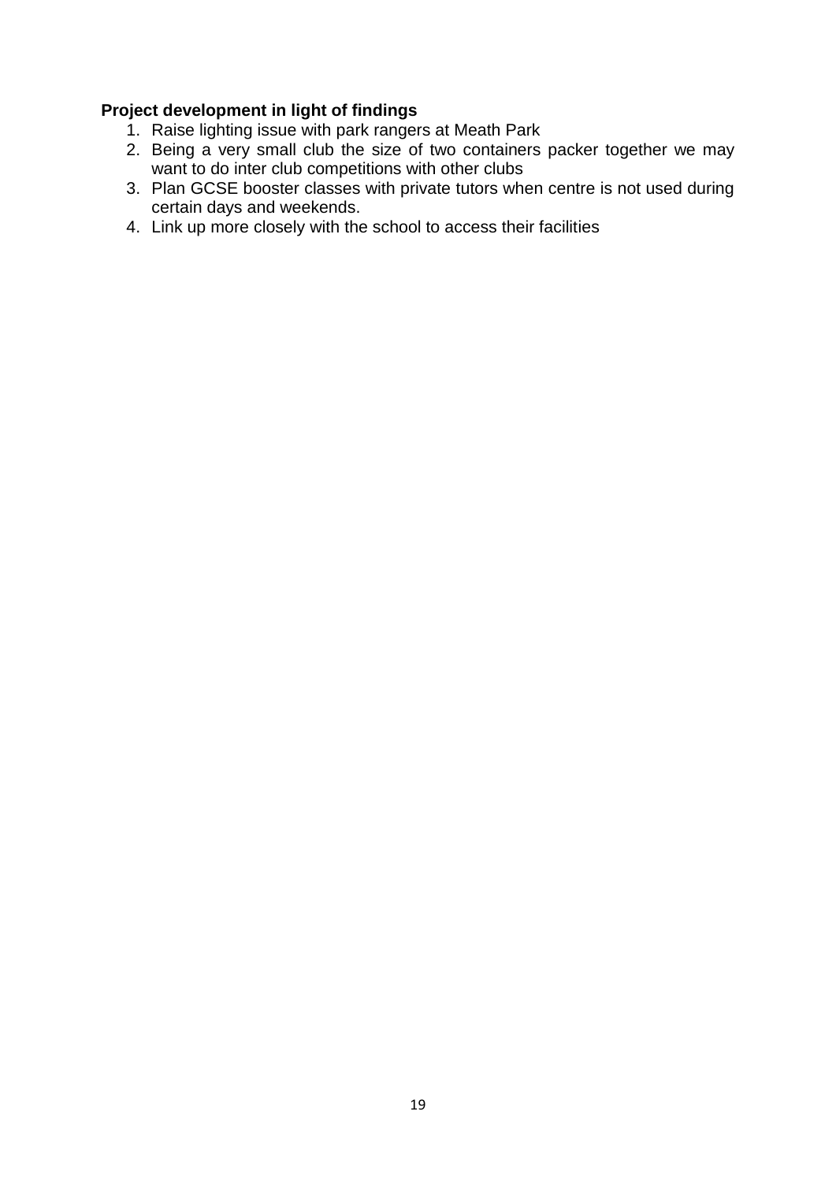**Project development in light of findings**

1. Raise lighting issue with park rangers at Meath Park
2. Being a very small club the size of two containers packer together we may want to do inter club competitions with other clubs
3. Plan GCSE booster classes with private tutors when centre is not used during certain days and weekends.
4. Link up more closely with the school to access their facilities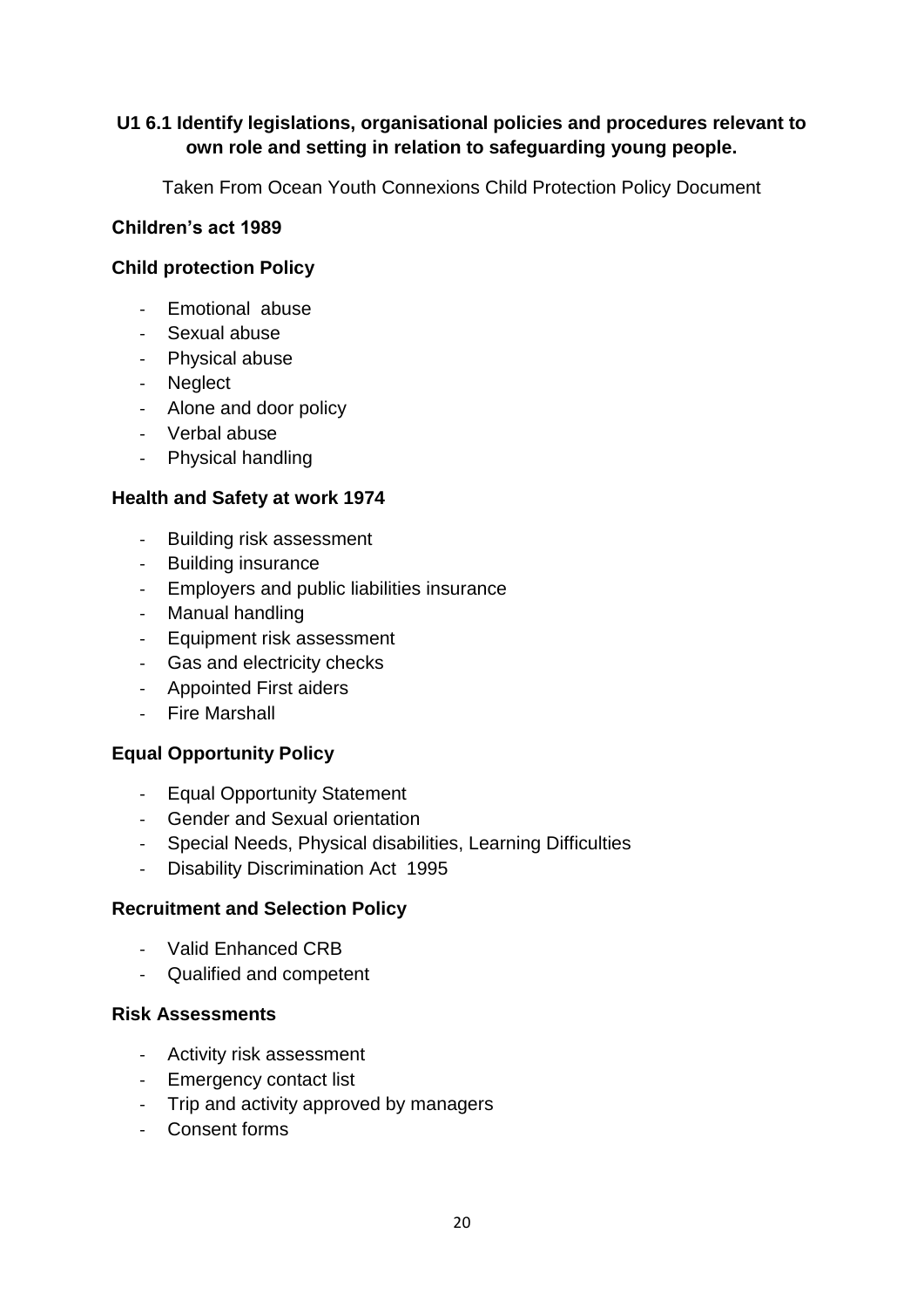**U1 6.1 Identify legislations, organisational policies and procedures relevant to own role and setting in relation to safeguarding young people.**

Taken From Ocean Youth Connexions Child Protection Policy Document

**Children's act 1989**

**Child protection Policy**

- Emotional abuse
- Sexual abuse
- Physical abuse
- Neglect
- Alone and door policy
- Verbal abuse
- Physical handling

**Health and Safety at work 1974**

- Building risk assessment
- Building insurance
- Employers and public liabilities insurance
- Manual handling
- Equipment risk assessment
- Gas and electricity checks
- Appointed First aiders
- Fire Marshall

**Equal Opportunity Policy**

- Equal Opportunity Statement
- Gender and Sexual orientation
- Special Needs, Physical disabilities, Learning Difficulties
- Disability Discrimination Act 1995

**Recruitment and Selection Policy**

- Valid Enhanced CRB
- Qualified and competent

**Risk Assessments**

- Activity risk assessment
- Emergency contact list
- Trip and activity approved by managers
- Consent forms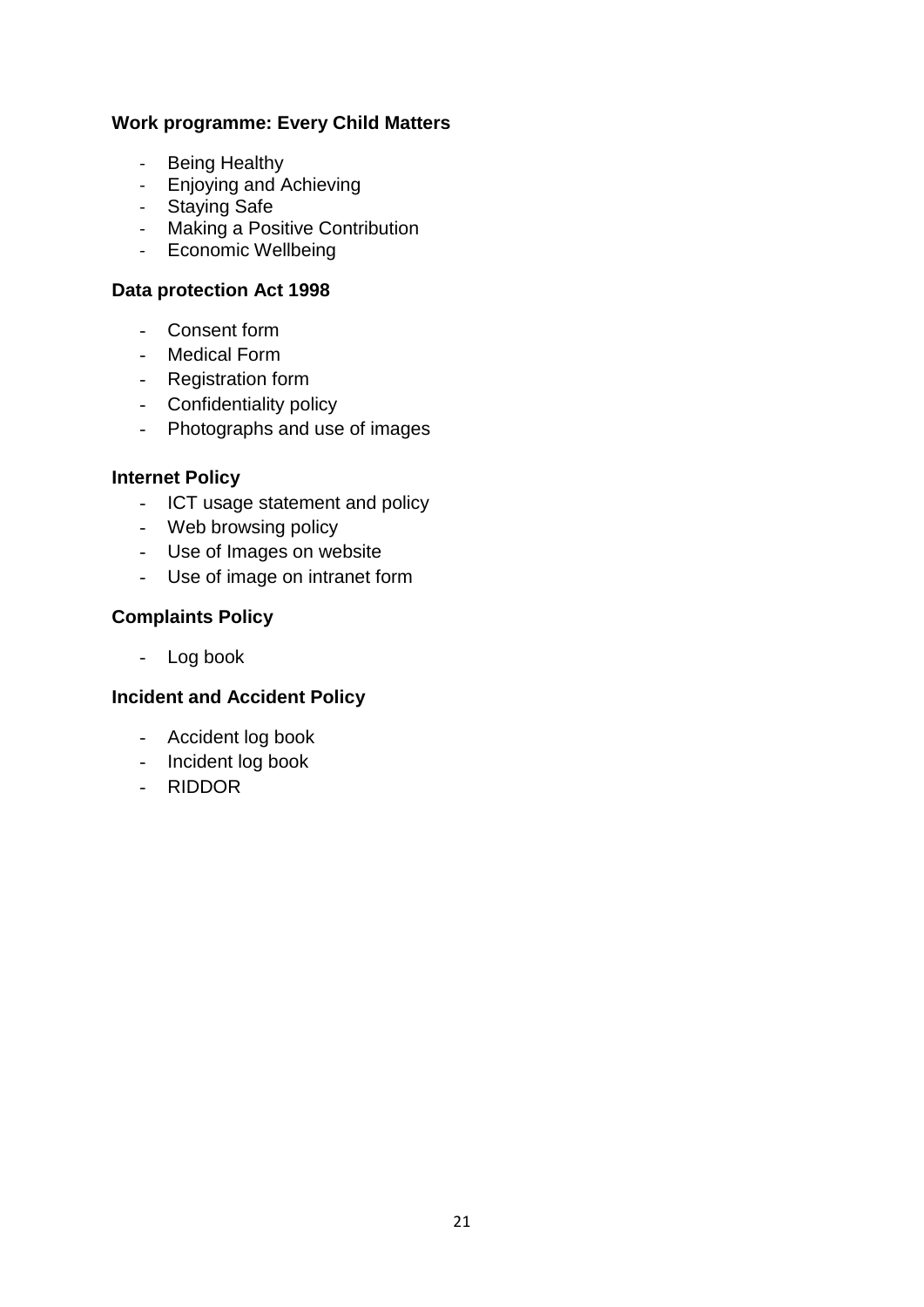**Work programme: Every Child Matters**

- Being Healthy
- Enjoying and Achieving
- Staying Safe
- Making a Positive Contribution
- Economic Wellbeing

**Data protection Act 1998**

- Consent form
- Medical Form
- Registration form
- Confidentiality policy
- Photographs and use of images

**Internet Policy**

- ICT usage statement and policy
- Web browsing policy
- Use of Images on website
- Use of image on intranet form

**Complaints Policy**

- Log book

**Incident and Accident Policy**

- Accident log book
- Incident log book
- RIDDOR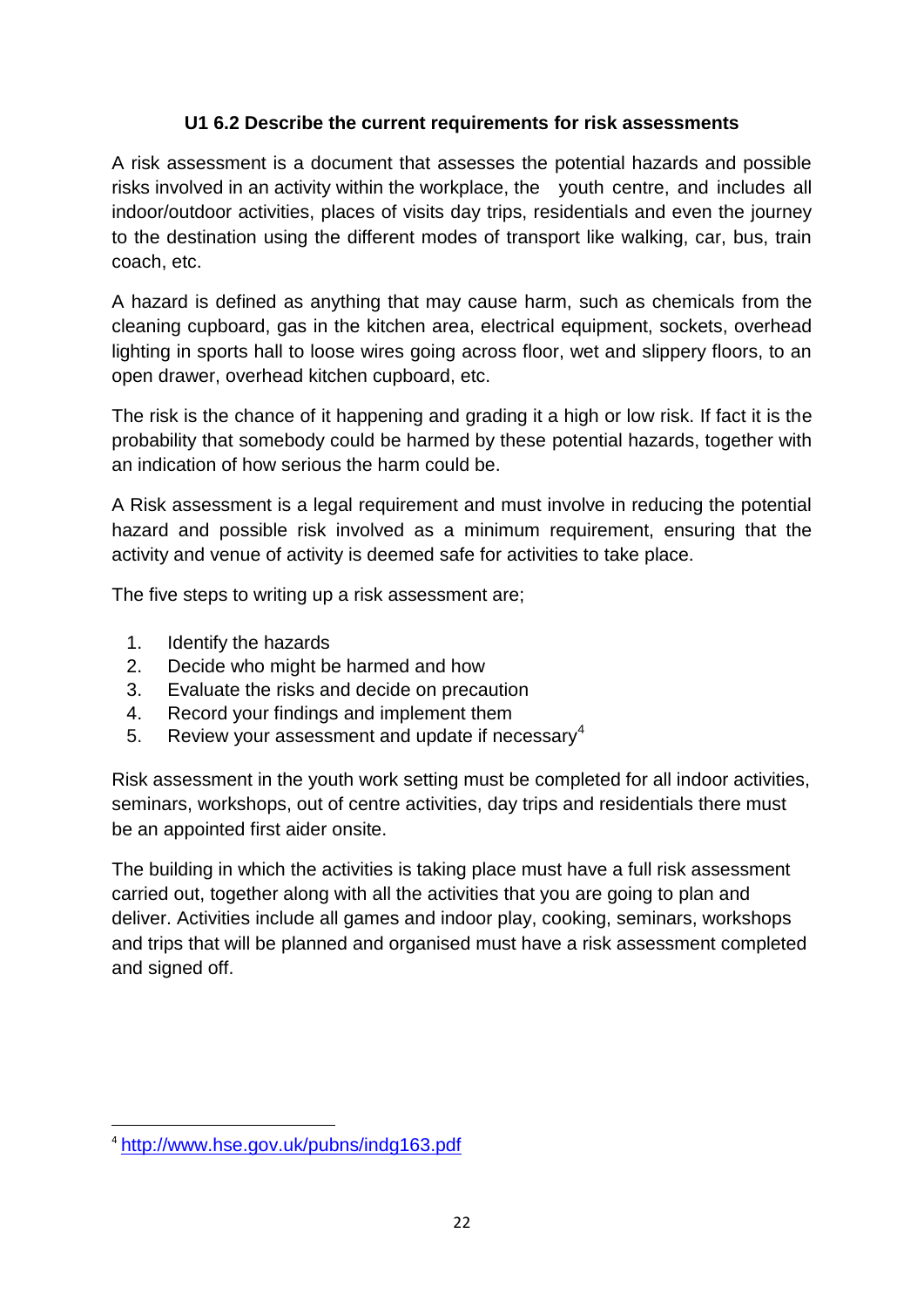**U1 6.2 Describe the current requirements for risk assessments**

A risk assessment is a document that assesses the potential hazards and possible risks involved in an activity within the workplace, the youth centre, and includes all indoor/outdoor activities, places of visits day trips, residentials and even the journey to the destination using the different modes of transport like walking, car, bus, train coach, etc.

A hazard is defined as anything that may cause harm, such as chemicals from the cleaning cupboard, gas in the kitchen area, electrical equipment, sockets, overhead lighting in sports hall to loose wires going across floor, wet and slippery floors, to an open drawer, overhead kitchen cupboard, etc.

The risk is the chance of it happening and grading it a high or low risk. If fact it is the probability that somebody could be harmed by these potential hazards, together with an indication of how serious the harm could be.

A Risk assessment is a legal requirement and must involve in reducing the potential hazard and possible risk involved as a minimum requirement, ensuring that the activity and venue of activity is deemed safe for activities to take place.

The five steps to writing up a risk assessment are;

1. Identify the hazards
2. Decide who might be harmed and how
3. Evaluate the risks and decide on precaution
4. Record your findings and implement them
5. Review your assessment and update if necessary[4]

Risk assessment in the youth work setting must be completed for all indoor activities, seminars, workshops, out of centre activities, day trips and residentials there must be an appointed first aider onsite.

The building in which the activities is taking place must have a full risk assessment carried out, together along with all the activities that you are going to plan and deliver. Activities include all games and indoor play, cooking, seminars, workshops and trips that will be planned and organised must have a risk assessment completed and signed off.

---

[4] http://www.hse.gov.uk/pubns/indg163.pdf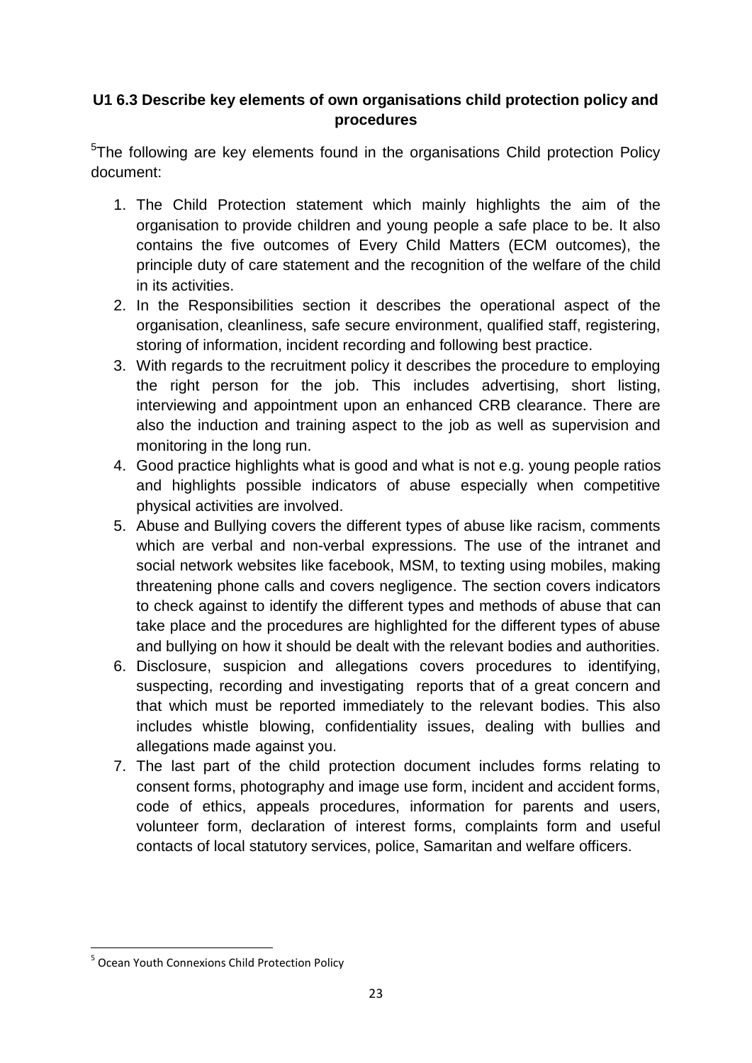**U1 6.3 Describe key elements of own organisations child protection policy and procedures**

[5]The following are key elements found in the organisations Child protection Policy document:

1. The Child Protection statement which mainly highlights the aim of the organisation to provide children and young people a safe place to be. It also contains the five outcomes of Every Child Matters (ECM outcomes), the principle duty of care statement and the recognition of the welfare of the child in its activities.
2. In the Responsibilities section it describes the operational aspect of the organisation, cleanliness, safe secure environment, qualified staff, registering, storing of information, incident recording and following best practice.
3. With regards to the recruitment policy it describes the procedure to employing the right person for the job. This includes advertising, short listing, interviewing and appointment upon an enhanced CRB clearance. There are also the induction and training aspect to the job as well as supervision and monitoring in the long run.
4. Good practice highlights what is good and what is not e.g. young people ratios and highlights possible indicators of abuse especially when competitive physical activities are involved.
5. Abuse and Bullying covers the different types of abuse like racism, comments which are verbal and non-verbal expressions. The use of the intranet and social network websites like facebook, MSM, to texting using mobiles, making threatening phone calls and covers negligence. The section covers indicators to check against to identify the different types and methods of abuse that can take place and the procedures are highlighted for the different types of abuse and bullying on how it should be dealt with the relevant bodies and authorities.
6. Disclosure, suspicion and allegations covers procedures to identifying, suspecting, recording and investigating reports that of a great concern and that which must be reported immediately to the relevant bodies. This also includes whistle blowing, confidentiality issues, dealing with bullies and allegations made against you.
7. The last part of the child protection document includes forms relating to consent forms, photography and image use form, incident and accident forms, code of ethics, appeals procedures, information for parents and users, volunteer form, declaration of interest forms, complaints form and useful contacts of local statutory services, police, Samaritan and welfare officers.

---

[5] Ocean Youth Connexions Child Protection Policy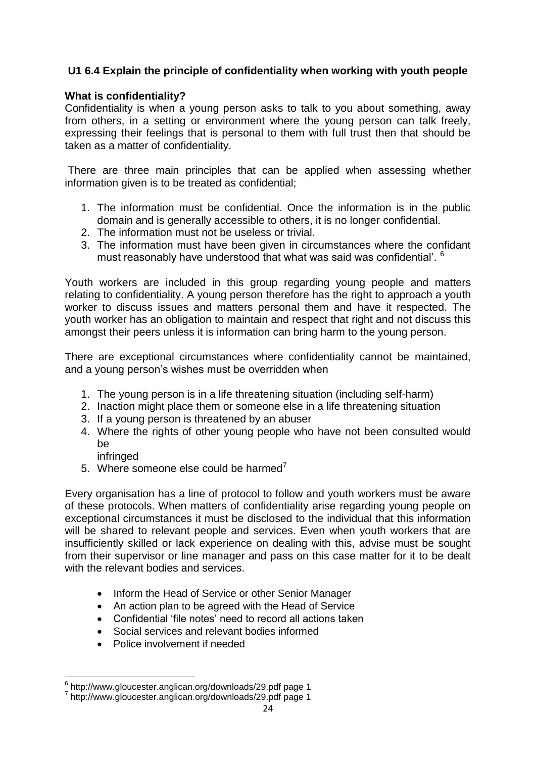**U1 6.4 Explain the principle of confidentiality when working with youth people**

**What is confidentiality?**

Confidentiality is when a young person asks to talk to you about something, away from others, in a setting or environment where the young person can talk freely, expressing their feelings that is personal to them with full trust then that should be taken as a matter of confidentiality.

There are three main principles that can be applied when assessing whether information given is to be treated as confidential;

1. The information must be confidential. Once the information is in the public domain and is generally accessible to others, it is no longer confidential.
2. The information must not be useless or trivial.
3. The information must have been given in circumstances where the confidant must reasonably have understood that what was said was confidential'. [6]

Youth workers are included in this group regarding young people and matters relating to confidentiality. A young person therefore has the right to approach a youth worker to discuss issues and matters personal them and have it respected. The youth worker has an obligation to maintain and respect that right and not discuss this amongst their peers unless it is information can bring harm to the young person.

There are exceptional circumstances where confidentiality cannot be maintained, and a young person's wishes must be overridden when

1. The young person is in a life threatening situation (including self-harm)
2. Inaction might place them or someone else in a life threatening situation
3. If a young person is threatened by an abuser
4. Where the rights of other young people who have not been consulted would be infringed
5. Where someone else could be harmed[7]

Every organisation has a line of protocol to follow and youth workers must be aware of these protocols. When matters of confidentiality arise regarding young people on exceptional circumstances it must be disclosed to the individual that this information will be shared to relevant people and services. Even when youth workers that are insufficiently skilled or lack experience on dealing with this, advise must be sought from their supervisor or line manager and pass on this case matter for it to be dealt with the relevant bodies and services.

- Inform the Head of Service or other Senior Manager
- An action plan to be agreed with the Head of Service
- Confidential 'file notes' need to record all actions taken
- Social services and relevant bodies informed
- Police involvement if needed

[6] http://www.gloucester.anglican.org/downloads/29.pdf page 1

[7] http://www.gloucester.anglican.org/downloads/29.pdf page 1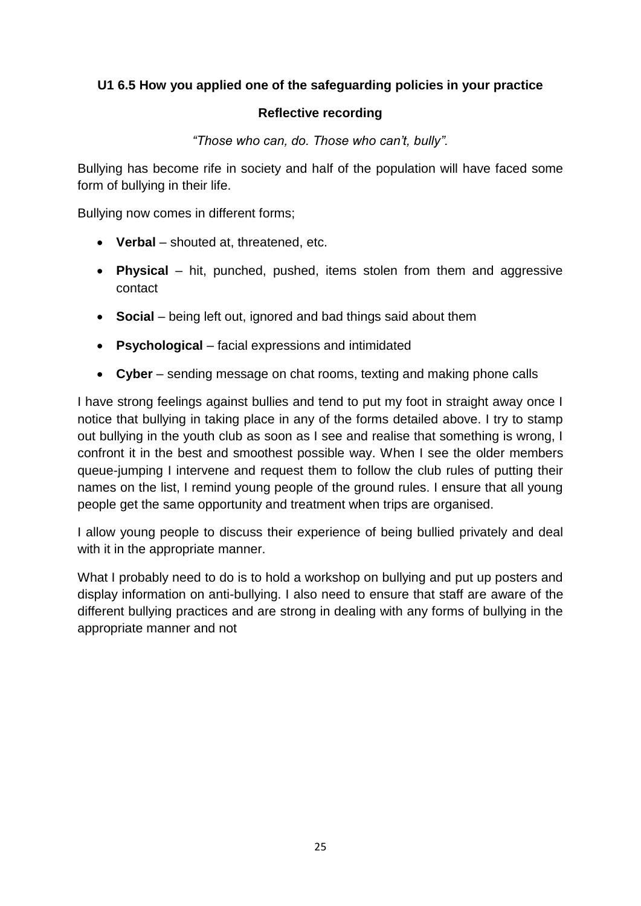**U1 6.5 How you applied one of the safeguarding policies in your practice**

**Reflective recording**

*"Those who can, do. Those who can't, bully".*

Bullying has become rife in society and half of the population will have faced some form of bullying in their life.

Bullying now comes in different forms;

- **Verbal** – shouted at, threatened, etc.
- **Physical** – hit, punched, pushed, items stolen from them and aggressive contact
- **Social** – being left out, ignored and bad things said about them
- **Psychological** – facial expressions and intimidated
- **Cyber** – sending message on chat rooms, texting and making phone calls

I have strong feelings against bullies and tend to put my foot in straight away once I notice that bullying in taking place in any of the forms detailed above. I try to stamp out bullying in the youth club as soon as I see and realise that something is wrong, I confront it in the best and smoothest possible way. When I see the older members queue-jumping I intervene and request them to follow the club rules of putting their names on the list, I remind young people of the ground rules. I ensure that all young people get the same opportunity and treatment when trips are organised.

I allow young people to discuss their experience of being bullied privately and deal with it in the appropriate manner.

What I probably need to do is to hold a workshop on bullying and put up posters and display information on anti-bullying. I also need to ensure that staff are aware of the different bullying practices and are strong in dealing with any forms of bullying in the appropriate manner and not